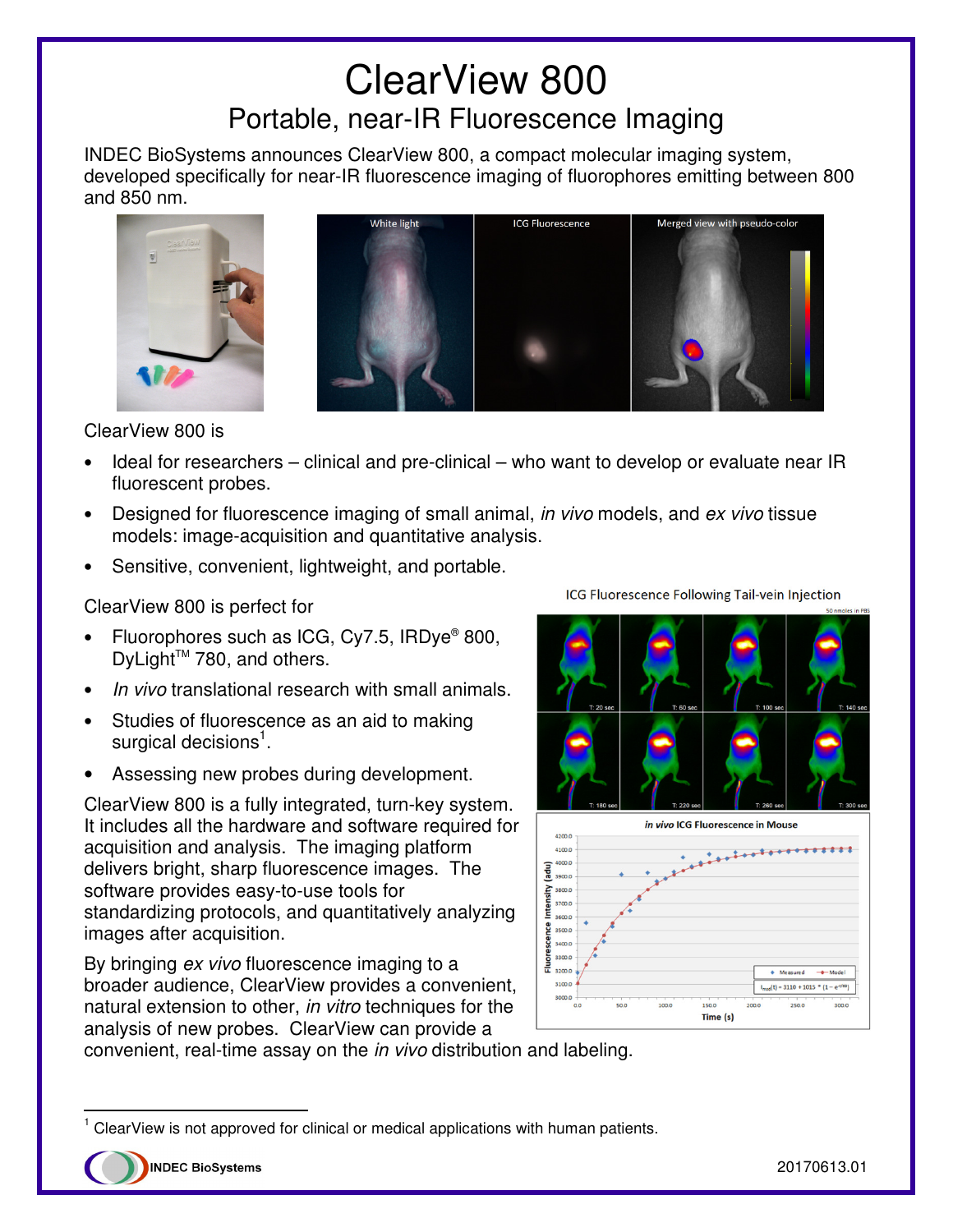# ClearView 800

## Portable, near-IR Fluorescence Imaging

INDEC BioSystems announces ClearView 800, a compact molecular imaging system, developed specifically for near-IR fluorescence imaging of fluorophores emitting between 800 and 850 nm.

ClearView 800 is

- Ideal for researchers – clinical and pre-clinical – who want to develop or evaluate near IR fluorescent probes.
- Designed for fluorescence imaging of small animal, *in vivo* models, and *ex vivo* tissue models: image-acquisition and quantitative analysis.
- Sensitive, convenient, lightweight, and portable.

ClearView 800 is perfect for

- Fluorophores such as ICG, Cy7.5, IRDye® 800, DyLight™ 780, and others.
- *In vivo* translational research with small animals.
- Studies of fluorescence as an aid to making surgical decisions[1].
- Assessing new probes during development.

ClearView 800 is a fully integrated, turn-key system. It includes all the hardware and software required for acquisition and analysis. The imaging platform delivers bright, sharp fluorescence images. The software provides easy-to-use tools for standardizing protocols, and quantitatively analyzing images after acquisition.

By bringing *ex vivo* fluorescence imaging to a broader audience, ClearView provides a convenient, natural extension to other, *in vitro* techniques for the analysis of new probes. ClearView can provide a convenient, real-time assay on the *in vivo* distribution and labeling.

---

[1] ClearView is not approved for clinical or medical applications with human patients.

INDEC BioSystems

20170613.01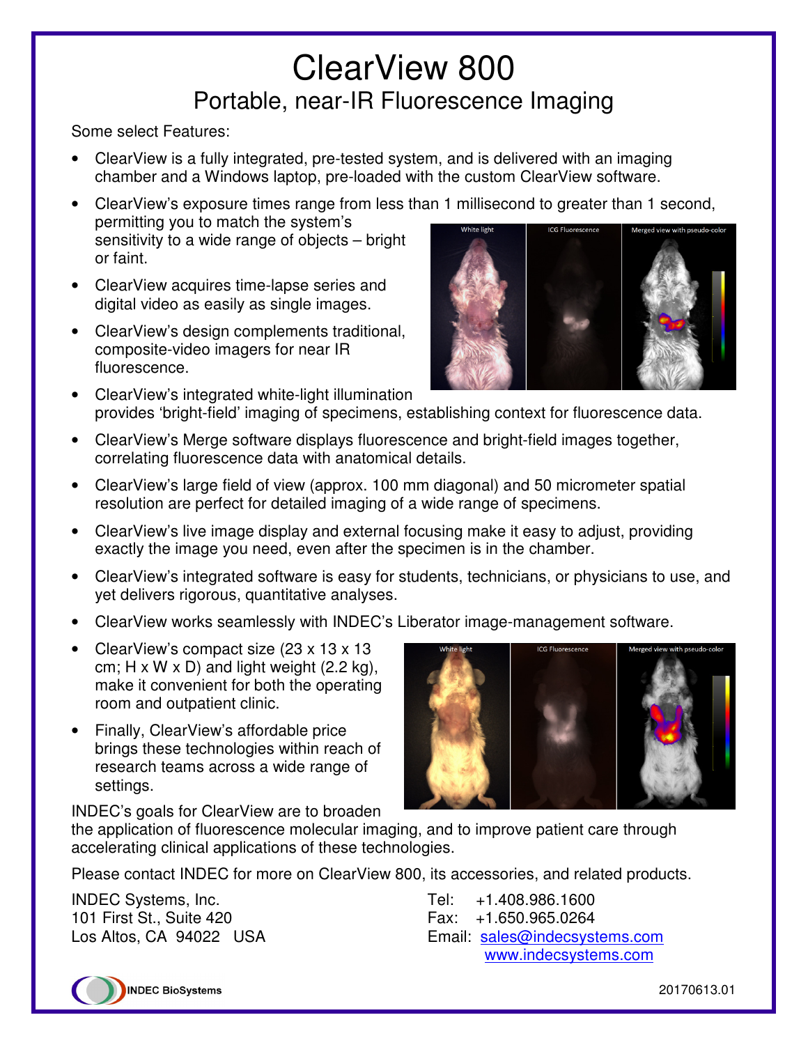# ClearView 800

## Portable, near-IR Fluorescence Imaging

Some select Features:

- ClearView is a fully integrated, pre-tested system, and is delivered with an imaging chamber and a Windows laptop, pre-loaded with the custom ClearView software.
- ClearView's exposure times range from less than 1 millisecond to greater than 1 second, permitting you to match the system's sensitivity to a wide range of objects – bright or faint.
- ClearView acquires time-lapse series and digital video as easily as single images.
- ClearView's design complements traditional, composite-video imagers for near IR fluorescence.
- ClearView's integrated white-light illumination provides 'bright-field' imaging of specimens, establishing context for fluorescence data.
- ClearView's Merge software displays fluorescence and bright-field images together, correlating fluorescence data with anatomical details.
- ClearView's large field of view (approx. 100 mm diagonal) and 50 micrometer spatial resolution are perfect for detailed imaging of a wide range of specimens.
- ClearView's live image display and external focusing make it easy to adjust, providing exactly the image you need, even after the specimen is in the chamber.
- ClearView's integrated software is easy for students, technicians, or physicians to use, and yet delivers rigorous, quantitative analyses.
- ClearView works seamlessly with INDEC's Liberator image-management software.
- ClearView's compact size (23 x 13 x 13 cm; H x W x D) and light weight (2.2 kg), make it convenient for both the operating room and outpatient clinic.
- Finally, ClearView's affordable price brings these technologies within reach of research teams across a wide range of settings.

INDEC's goals for ClearView are to broaden the application of fluorescence molecular imaging, and to improve patient care through accelerating clinical applications of these technologies.

Please contact INDEC for more on ClearView 800, its accessories, and related products.

INDEC Systems, Inc.
101 First St., Suite 420
Los Altos, CA 94022 USA

Tel: +1.408.986.1600
Fax: +1.650.965.0264
Email: sales@indecsystems.com
www.indecsystems.com

INDEC BioSystems

20170613.01